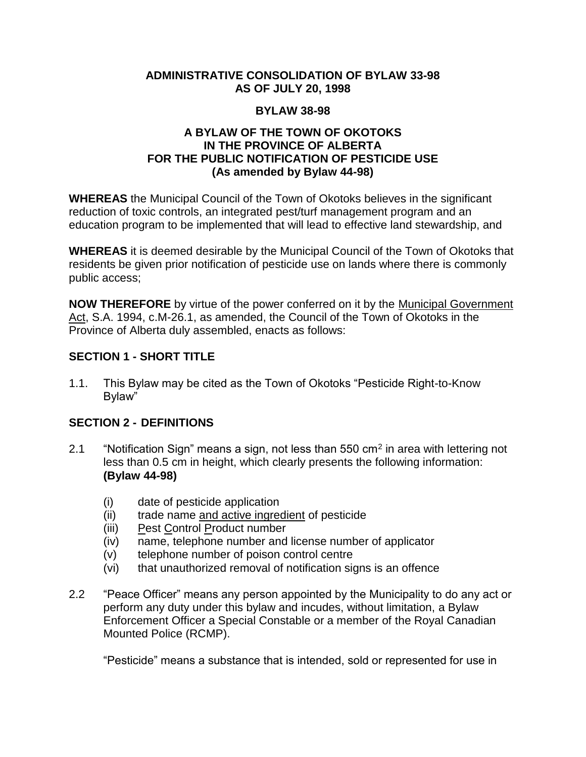**ADMINISTRATIVE CONSOLIDATION OF BYLAW 33-98**
**AS OF JULY 20, 1998**

**BYLAW 38-98**

**A BYLAW OF THE TOWN OF OKOTOKS**
**IN THE PROVINCE OF ALBERTA**
**FOR THE PUBLIC NOTIFICATION OF PESTICIDE USE**
**(As amended by Bylaw 44-98)**

**WHEREAS** the Municipal Council of the Town of Okotoks believes in the significant reduction of toxic controls, an integrated pest/turf management program and an education program to be implemented that will lead to effective land stewardship, and

**WHEREAS** it is deemed desirable by the Municipal Council of the Town of Okotoks that residents be given prior notification of pesticide use on lands where there is commonly public access;

**NOW THEREFORE** by virtue of the power conferred on it by the Municipal Government Act, S.A. 1994, c.M-26.1, as amended, the Council of the Town of Okotoks in the Province of Alberta duly assembled, enacts as follows:

## SECTION 1 - SHORT TITLE

1.1. This Bylaw may be cited as the Town of Okotoks "Pesticide Right-to-Know Bylaw"

## SECTION 2 - DEFINITIONS

2.1 "Notification Sign" means a sign, not less than 550 $cm^2$ in area with lettering not less than 0.5 cm in height, which clearly presents the following information: **(Bylaw 44-98)**

(i) date of pesticide application
(ii) trade name and active ingredient of pesticide
(iii) Pest Control Product number
(iv) name, telephone number and license number of applicator
(v) telephone number of poison control centre
(vi) that unauthorized removal of notification signs is an offence

2.2 "Peace Officer" means any person appointed by the Municipality to do any act or perform any duty under this bylaw and incudes, without limitation, a Bylaw Enforcement Officer a Special Constable or a member of the Royal Canadian Mounted Police (RCMP).

"Pesticide" means a substance that is intended, sold or represented for use in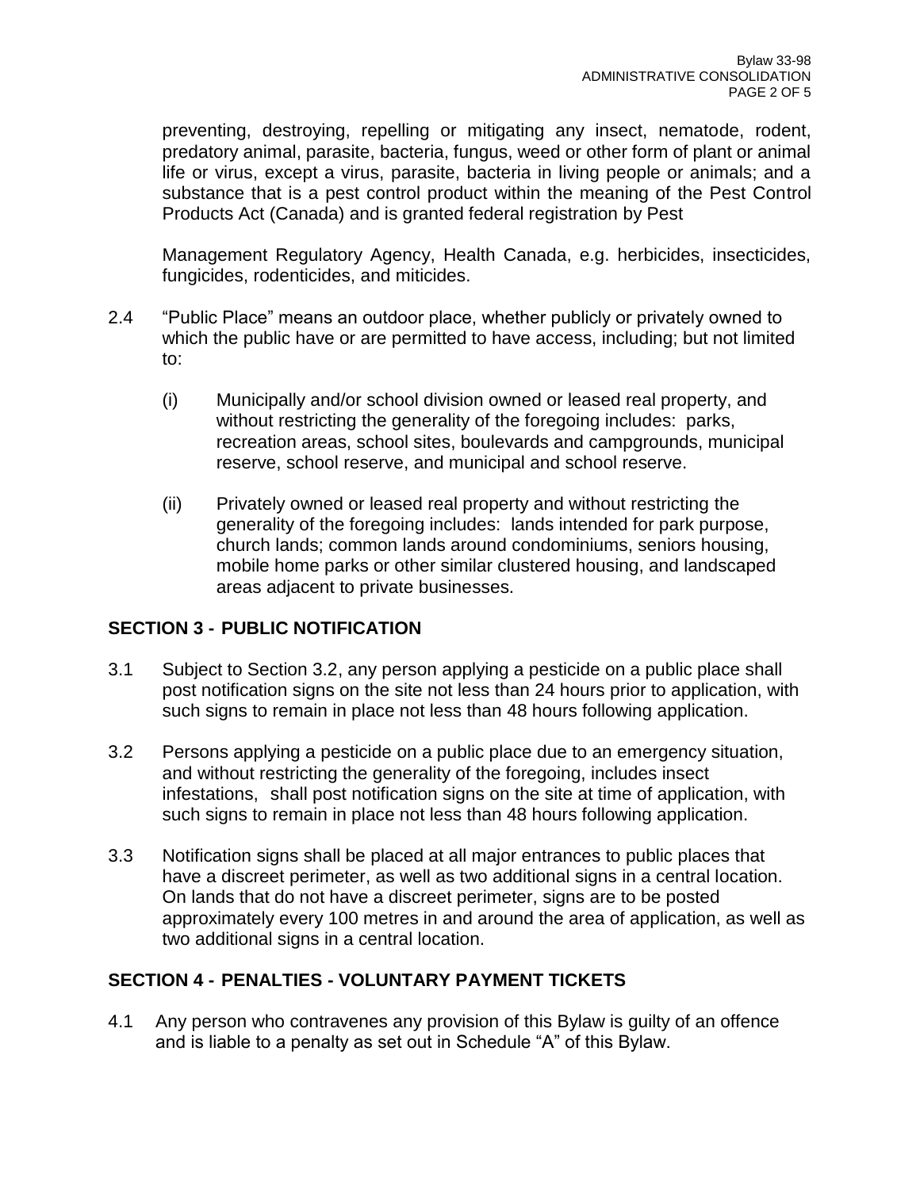preventing, destroying, repelling or mitigating any insect, nematode, rodent, predatory animal, parasite, bacteria, fungus, weed or other form of plant or animal life or virus, except a virus, parasite, bacteria in living people or animals; and a substance that is a pest control product within the meaning of the Pest Control Products Act (Canada) and is granted federal registration by Pest

Management Regulatory Agency, Health Canada, e.g. herbicides, insecticides, fungicides, rodenticides, and miticides.

2.4 "Public Place" means an outdoor place, whether publicly or privately owned to which the public have or are permitted to have access, including; but not limited to:

(i) Municipally and/or school division owned or leased real property, and without restricting the generality of the foregoing includes: parks, recreation areas, school sites, boulevards and campgrounds, municipal reserve, school reserve, and municipal and school reserve.

(ii) Privately owned or leased real property and without restricting the generality of the foregoing includes: lands intended for park purpose, church lands; common lands around condominiums, seniors housing, mobile home parks or other similar clustered housing, and landscaped areas adjacent to private businesses.

## SECTION 3 - PUBLIC NOTIFICATION

3.1 Subject to Section 3.2, any person applying a pesticide on a public place shall post notification signs on the site not less than 24 hours prior to application, with such signs to remain in place not less than 48 hours following application.

3.2 Persons applying a pesticide on a public place due to an emergency situation, and without restricting the generality of the foregoing, includes insect infestations, shall post notification signs on the site at time of application, with such signs to remain in place not less than 48 hours following application.

3.3 Notification signs shall be placed at all major entrances to public places that have a discreet perimeter, as well as two additional signs in a central location. On lands that do not have a discreet perimeter, signs are to be posted approximately every 100 metres in and around the area of application, as well as two additional signs in a central location.

## SECTION 4 - PENALTIES - VOLUNTARY PAYMENT TICKETS

4.1 Any person who contravenes any provision of this Bylaw is guilty of an offence and is liable to a penalty as set out in Schedule "A" of this Bylaw.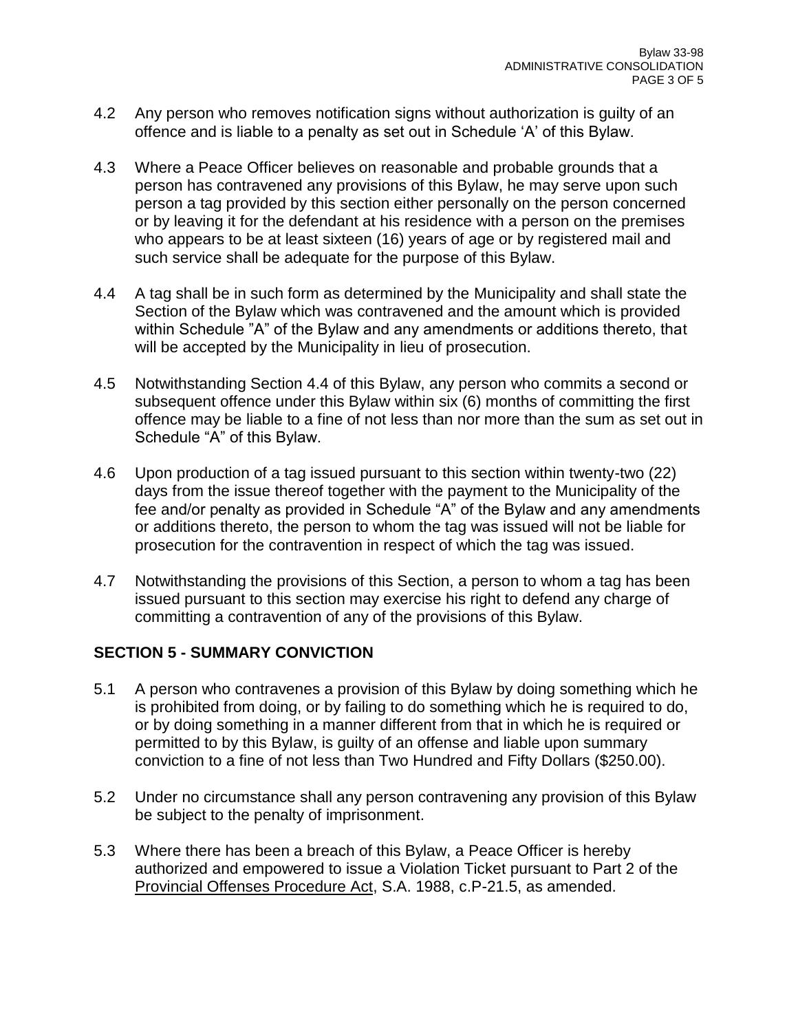4.2 Any person who removes notification signs without authorization is guilty of an offence and is liable to a penalty as set out in Schedule 'A' of this Bylaw.

4.3 Where a Peace Officer believes on reasonable and probable grounds that a person has contravened any provisions of this Bylaw, he may serve upon such person a tag provided by this section either personally on the person concerned or by leaving it for the defendant at his residence with a person on the premises who appears to be at least sixteen (16) years of age or by registered mail and such service shall be adequate for the purpose of this Bylaw.

4.4 A tag shall be in such form as determined by the Municipality and shall state the Section of the Bylaw which was contravened and the amount which is provided within Schedule "A" of the Bylaw and any amendments or additions thereto, that will be accepted by the Municipality in lieu of prosecution.

4.5 Notwithstanding Section 4.4 of this Bylaw, any person who commits a second or subsequent offence under this Bylaw within six (6) months of committing the first offence may be liable to a fine of not less than nor more than the sum as set out in Schedule "A" of this Bylaw.

4.6 Upon production of a tag issued pursuant to this section within twenty-two (22) days from the issue thereof together with the payment to the Municipality of the fee and/or penalty as provided in Schedule "A" of the Bylaw and any amendments or additions thereto, the person to whom the tag was issued will not be liable for prosecution for the contravention in respect of which the tag was issued.

4.7 Notwithstanding the provisions of this Section, a person to whom a tag has been issued pursuant to this section may exercise his right to defend any charge of committing a contravention of any of the provisions of this Bylaw.

## SECTION 5 - SUMMARY CONVICTION

5.1 A person who contravenes a provision of this Bylaw by doing something which he is prohibited from doing, or by failing to do something which he is required to do, or by doing something in a manner different from that in which he is required or permitted to by this Bylaw, is guilty of an offense and liable upon summary conviction to a fine of not less than Two Hundred and Fifty Dollars ($250.00).

5.2 Under no circumstance shall any person contravening any provision of this Bylaw be subject to the penalty of imprisonment.

5.3 Where there has been a breach of this Bylaw, a Peace Officer is hereby authorized and empowered to issue a Violation Ticket pursuant to Part 2 of the Provincial Offenses Procedure Act, S.A. 1988, c.P-21.5, as amended.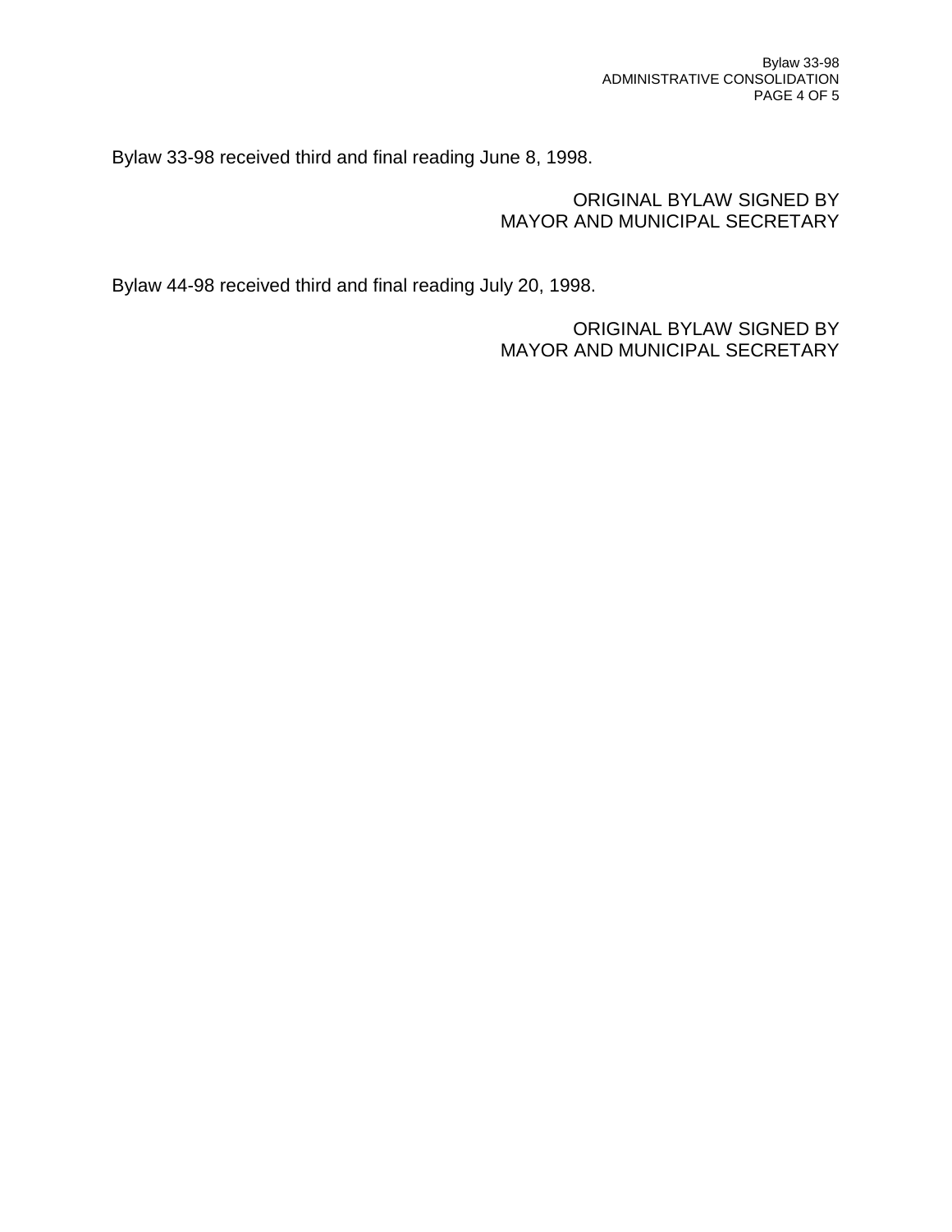Bylaw 33-98 received third and final reading June 8, 1998.

ORIGINAL BYLAW SIGNED BY
MAYOR AND MUNICIPAL SECRETARY

Bylaw 44-98 received third and final reading July 20, 1998.

ORIGINAL BYLAW SIGNED BY
MAYOR AND MUNICIPAL SECRETARY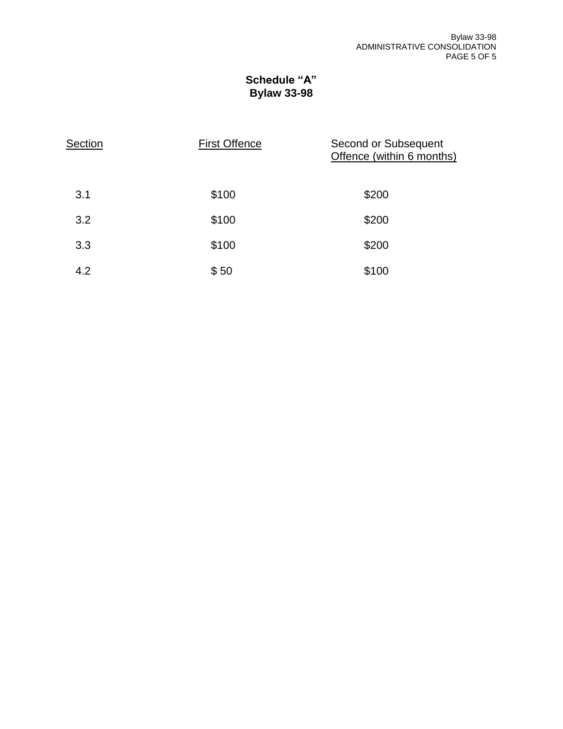**Schedule "A"**
**Bylaw 33-98**

| Section | First Offence | Second or Subsequent Offence (within 6 months) |
| --- | --- | --- |
| 3.1 | $100 | $200 |
| 3.2 | $100 | $200 |
| 3.3 | $100 | $200 |
| 4.2 | $ 50 | $100 |